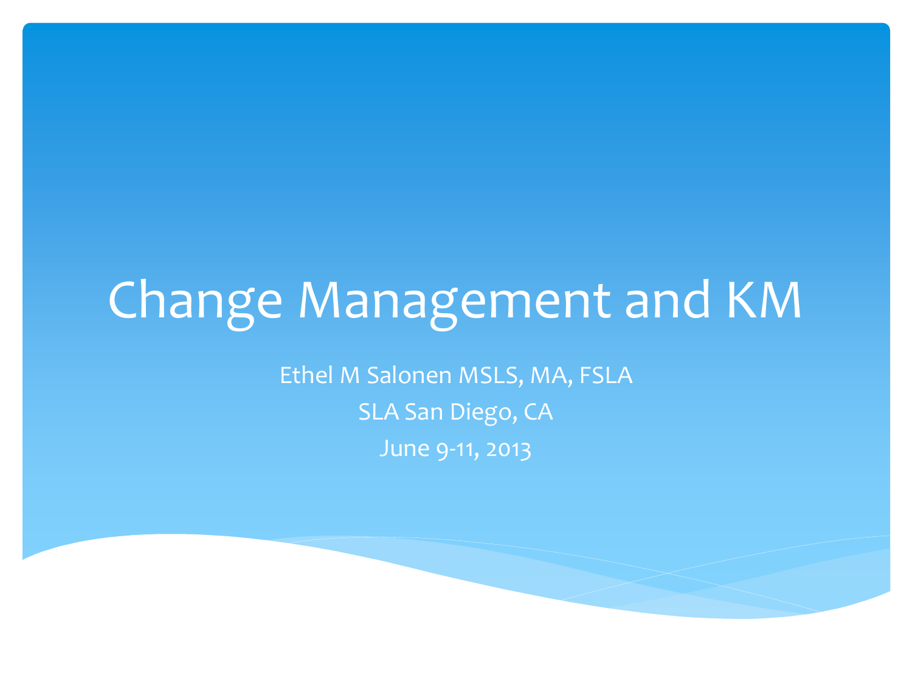# Change Management and KM

Ethel M Salonen MSLS, MA, FSLA

SLA San Diego, CA

June 9-11, 2013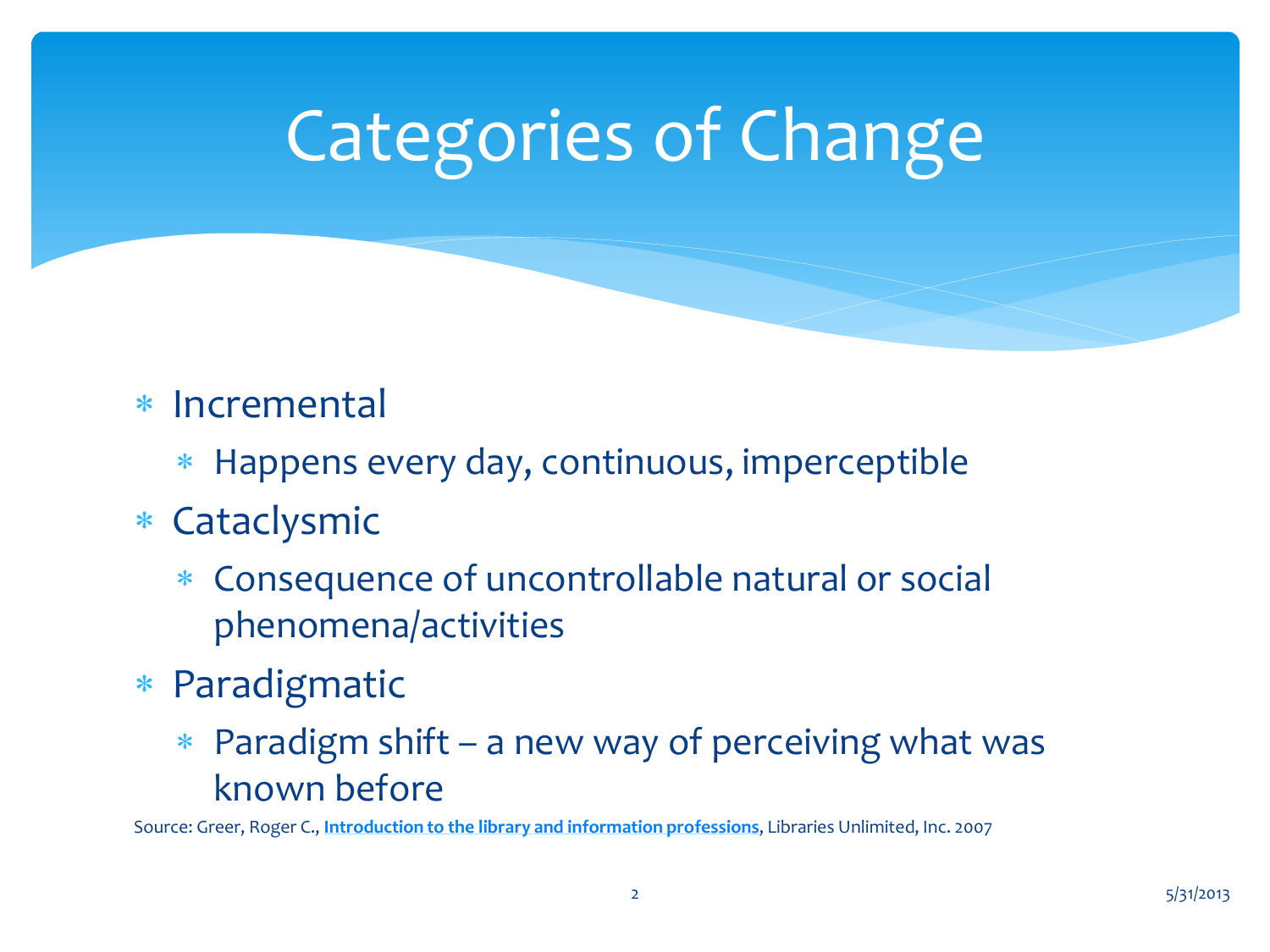# Categories of Change

- Incremental
  - Happens every day, continuous, imperceptible
- Cataclysmic
  - Consequence of uncontrollable natural or social phenomena/activities
- Paradigmatic
  - Paradigm shift – a new way of perceiving what was known before

Source: Greer, Roger C., **Introduction to the library and information professions**, Libraries Unlimited, Inc. 2007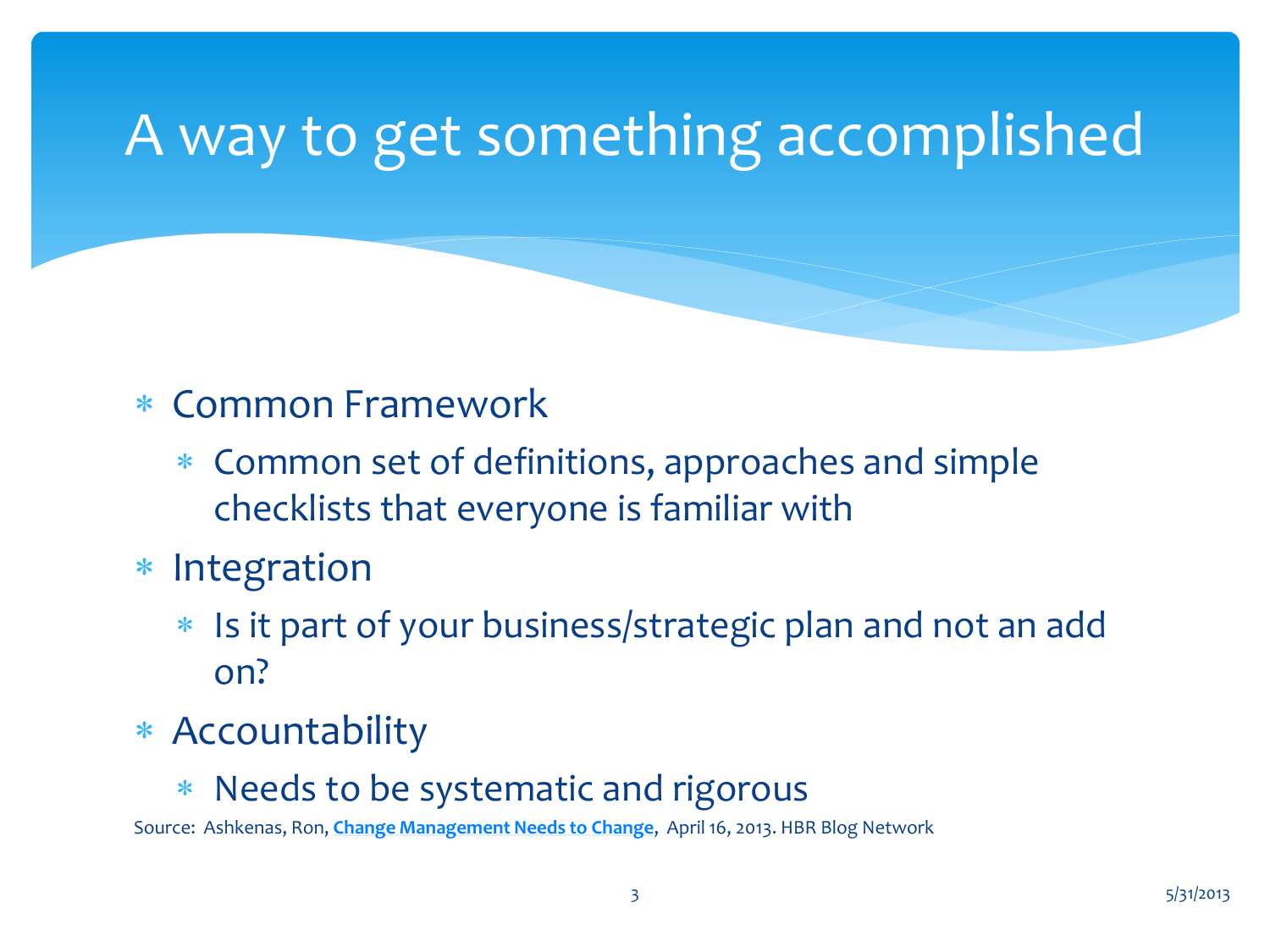# A way to get something accomplished

- Common Framework
  - Common set of definitions, approaches and simple checklists that everyone is familiar with
- Integration
  - Is it part of your business/strategic plan and not an add on?
- Accountability
  - Needs to be systematic and rigorous

Source: Ashkenas, Ron, **Change Management Needs to Change**, April 16, 2013. HBR Blog Network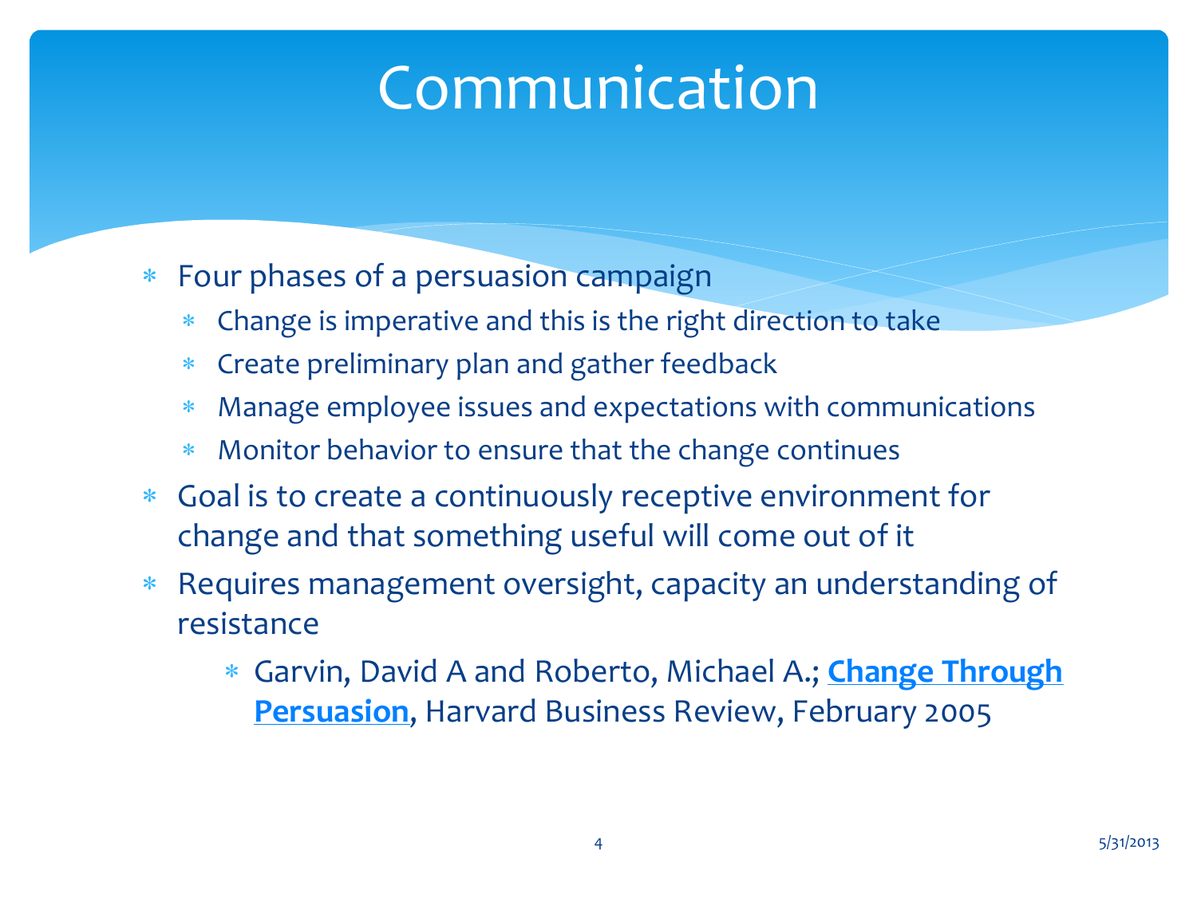# Communication

- Four phases of a persuasion campaign
  - Change is imperative and this is the right direction to take
  - Create preliminary plan and gather feedback
  - Manage employee issues and expectations with communications
  - Monitor behavior to ensure that the change continues
- Goal is to create a continuously receptive environment for change and that something useful will come out of it
- Requires management oversight, capacity an understanding of resistance
  - Garvin, David A and Roberto, Michael A.; **Change Through Persuasion**, Harvard Business Review, February 2005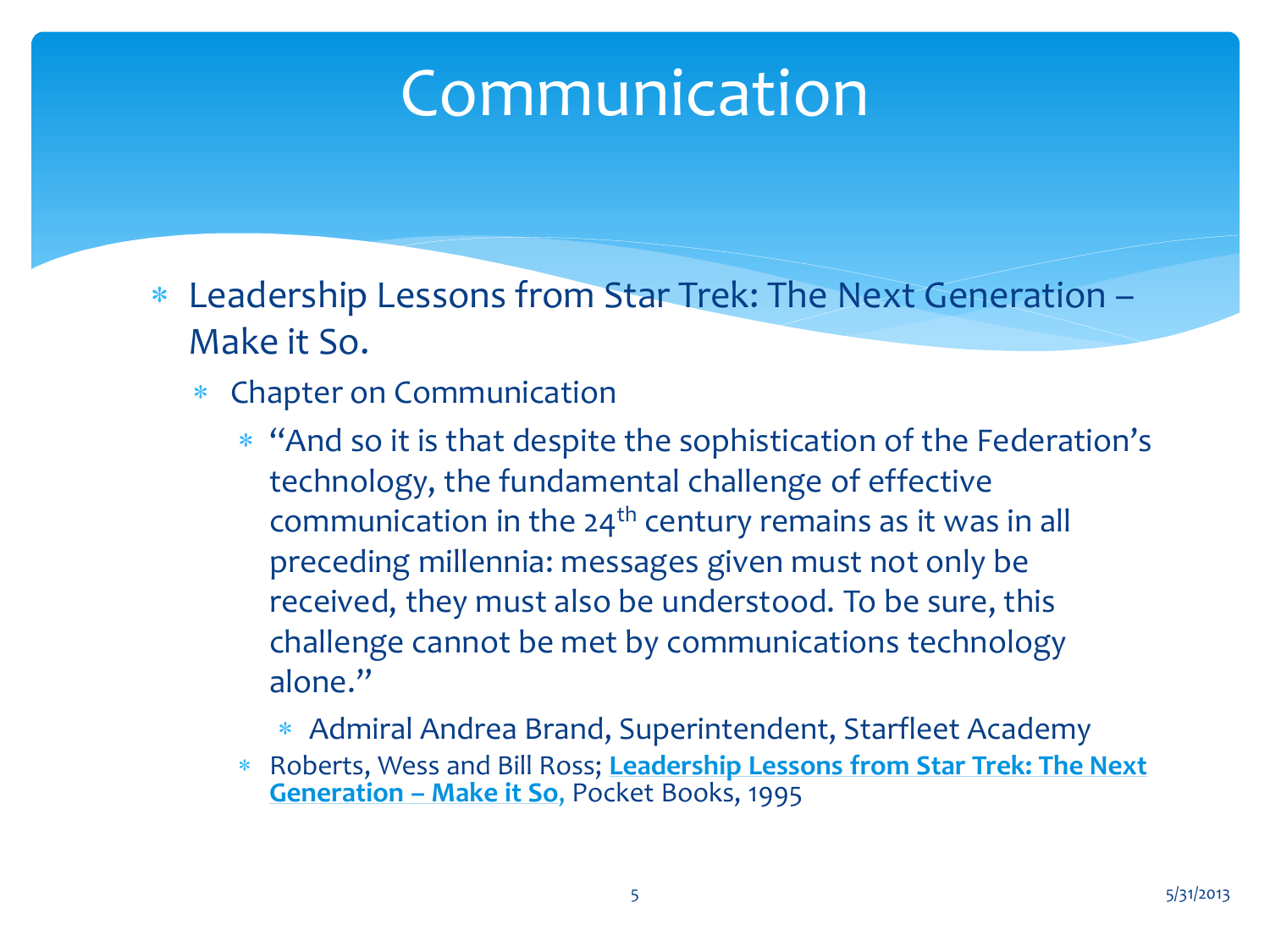# Communication

- Leadership Lessons from Star Trek: The Next Generation – Make it So.
  - Chapter on Communication
    - "And so it is that despite the sophistication of the Federation's technology, the fundamental challenge of effective communication in the 24th century remains as it was in all preceding millennia: messages given must not only be received, they must also be understood. To be sure, this challenge cannot be met by communications technology alone."
      - Admiral Andrea Brand, Superintendent, Starfleet Academy
    - Roberts, Wess and Bill Ross; **Leadership Lessons from Star Trek: The Next Generation – Make it So**, Pocket Books, 1995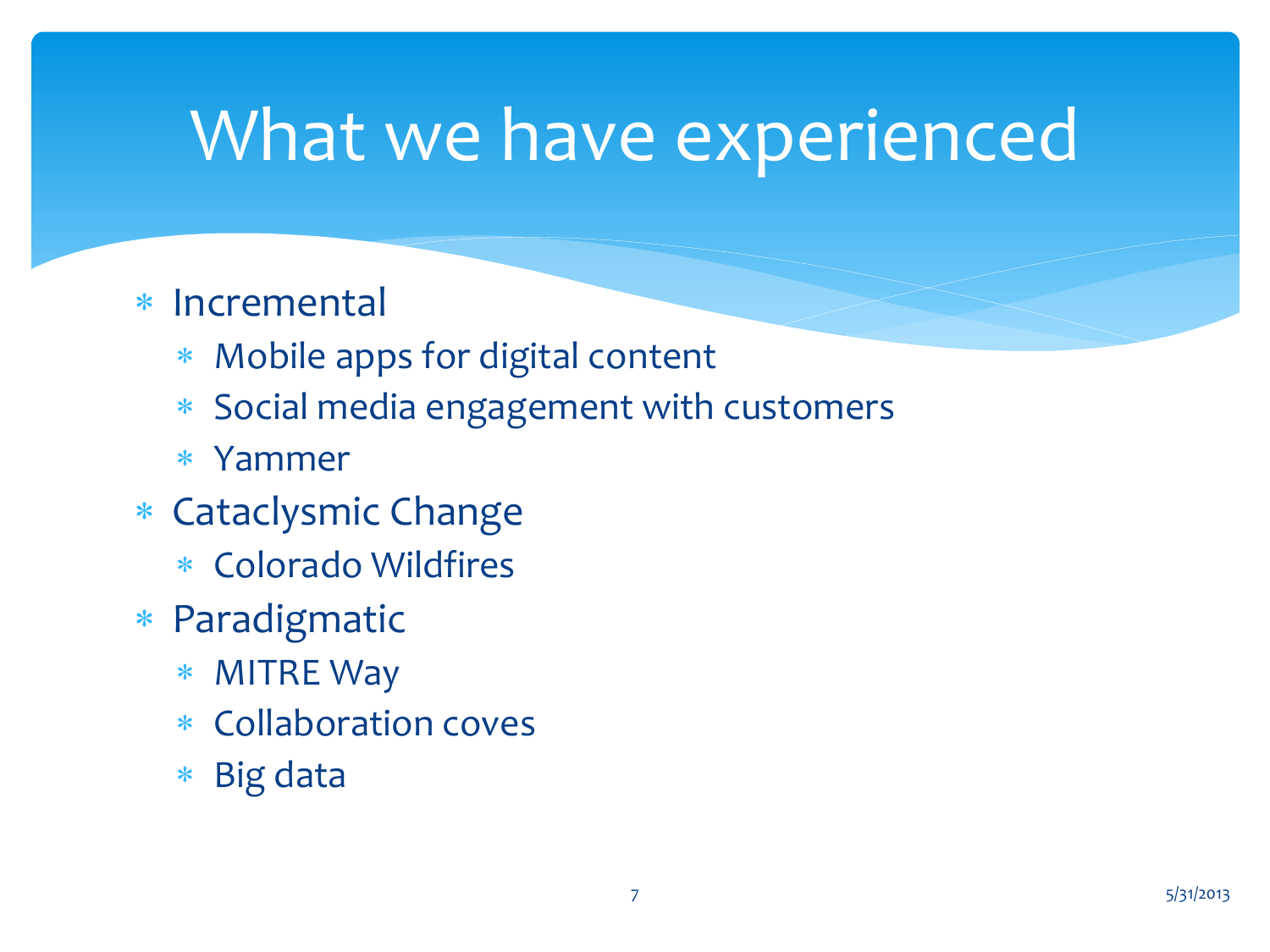# What we have experienced

- Incremental
  - Mobile apps for digital content
  - Social media engagement with customers
  - Yammer
- Cataclysmic Change
  - Colorado Wildfires
- Paradigmatic
  - MITRE Way
  - Collaboration coves
  - Big data